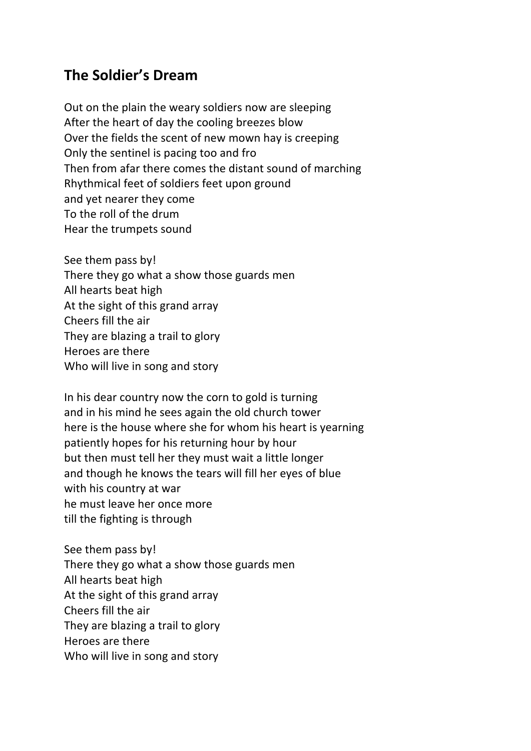## The Soldier's Dream

Out on the plain the weary soldiers now are sleeping
After the heart of day the cooling breezes blow
Over the fields the scent of new mown hay is creeping
Only the sentinel is pacing too and fro
Then from afar there comes the distant sound of marching
Rhythmical feet of soldiers feet upon ground
and yet nearer they come
To the roll of the drum
Hear the trumpets sound

See them pass by!
There they go what a show those guards men
All hearts beat high
At the sight of this grand array
Cheers fill the air
They are blazing a trail to glory
Heroes are there
Who will live in song and story

In his dear country now the corn to gold is turning
and in his mind he sees again the old church tower
here is the house where she for whom his heart is yearning
patiently hopes for his returning hour by hour
but then must tell her they must wait a little longer
and though he knows the tears will fill her eyes of blue
with his country at war
he must leave her once more
till the fighting is through

See them pass by!
There they go what a show those guards men
All hearts beat high
At the sight of this grand array
Cheers fill the air
They are blazing a trail to glory
Heroes are there
Who will live in song and story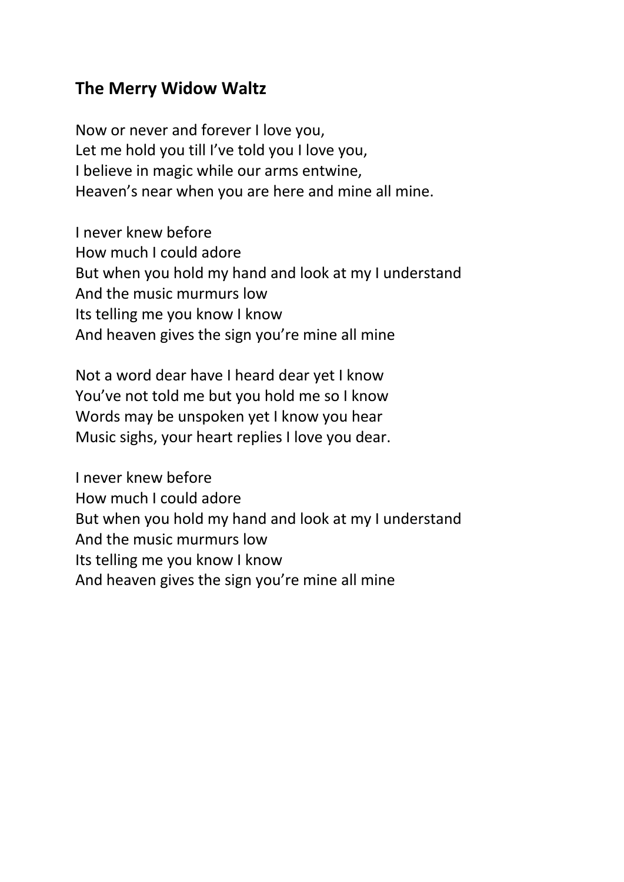## The Merry Widow Waltz

Now or never and forever I love you,
Let me hold you till I've told you I love you,
I believe in magic while our arms entwine,
Heaven's near when you are here and mine all mine.

I never knew before
How much I could adore
But when you hold my hand and look at my I understand
And the music murmurs low
Its telling me you know I know
And heaven gives the sign you're mine all mine

Not a word dear have I heard dear yet I know
You've not told me but you hold me so I know
Words may be unspoken yet I know you hear
Music sighs, your heart replies I love you dear.

I never knew before
How much I could adore
But when you hold my hand and look at my I understand
And the music murmurs low
Its telling me you know I know
And heaven gives the sign you're mine all mine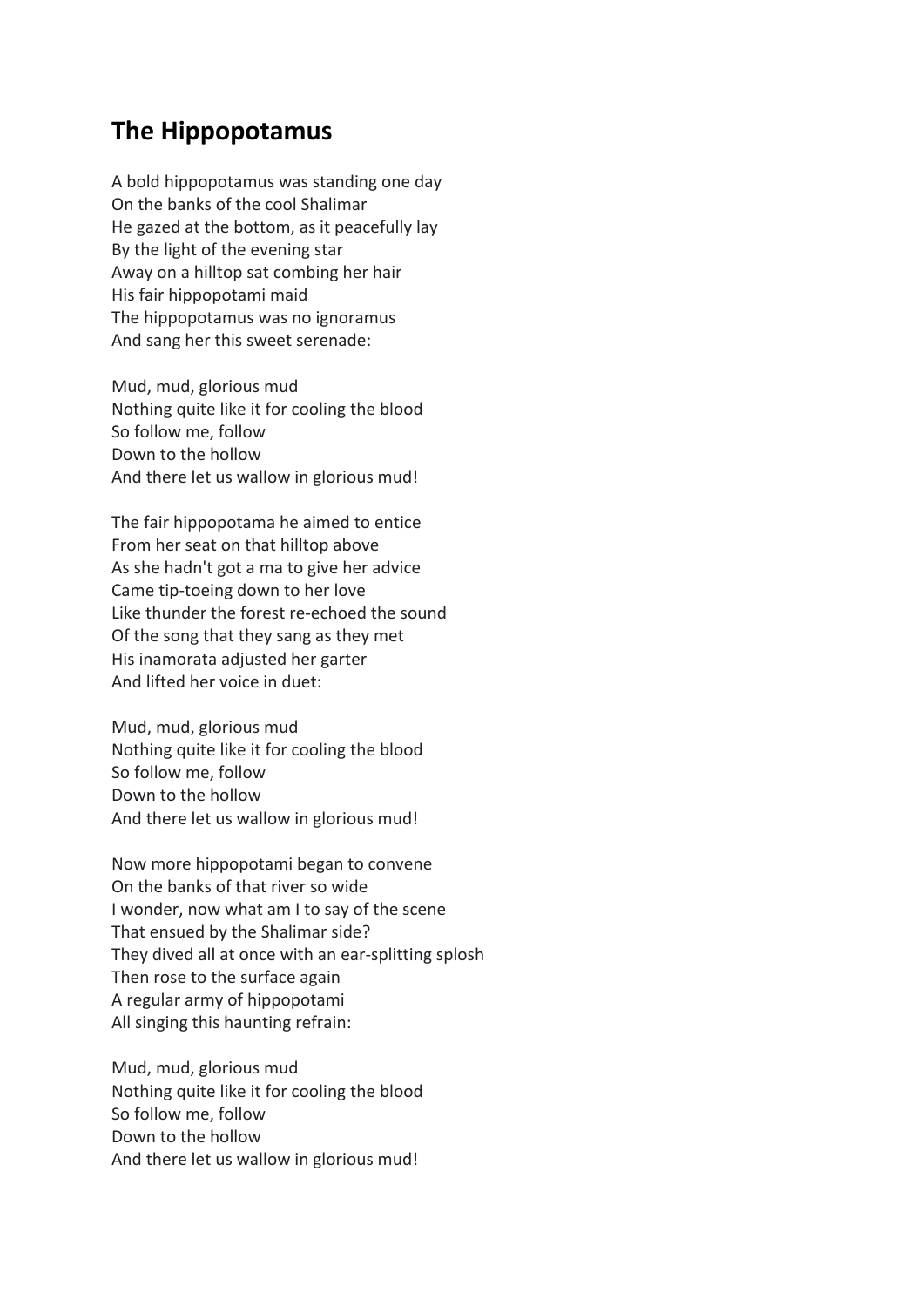## The Hippopotamus

A bold hippopotamus was standing one day
On the banks of the cool Shalimar
He gazed at the bottom, as it peacefully lay
By the light of the evening star
Away on a hilltop sat combing her hair
His fair hippopotami maid
The hippopotamus was no ignoramus
And sang her this sweet serenade:

Mud, mud, glorious mud
Nothing quite like it for cooling the blood
So follow me, follow
Down to the hollow
And there let us wallow in glorious mud!

The fair hippopotama he aimed to entice
From her seat on that hilltop above
As she hadn't got a ma to give her advice
Came tip-toeing down to her love
Like thunder the forest re-echoed the sound
Of the song that they sang as they met
His inamorata adjusted her garter
And lifted her voice in duet:

Mud, mud, glorious mud
Nothing quite like it for cooling the blood
So follow me, follow
Down to the hollow
And there let us wallow in glorious mud!

Now more hippopotami began to convene
On the banks of that river so wide
I wonder, now what am I to say of the scene
That ensued by the Shalimar side?
They dived all at once with an ear-splitting splosh
Then rose to the surface again
A regular army of hippopotami
All singing this haunting refrain:

Mud, mud, glorious mud
Nothing quite like it for cooling the blood
So follow me, follow
Down to the hollow
And there let us wallow in glorious mud!